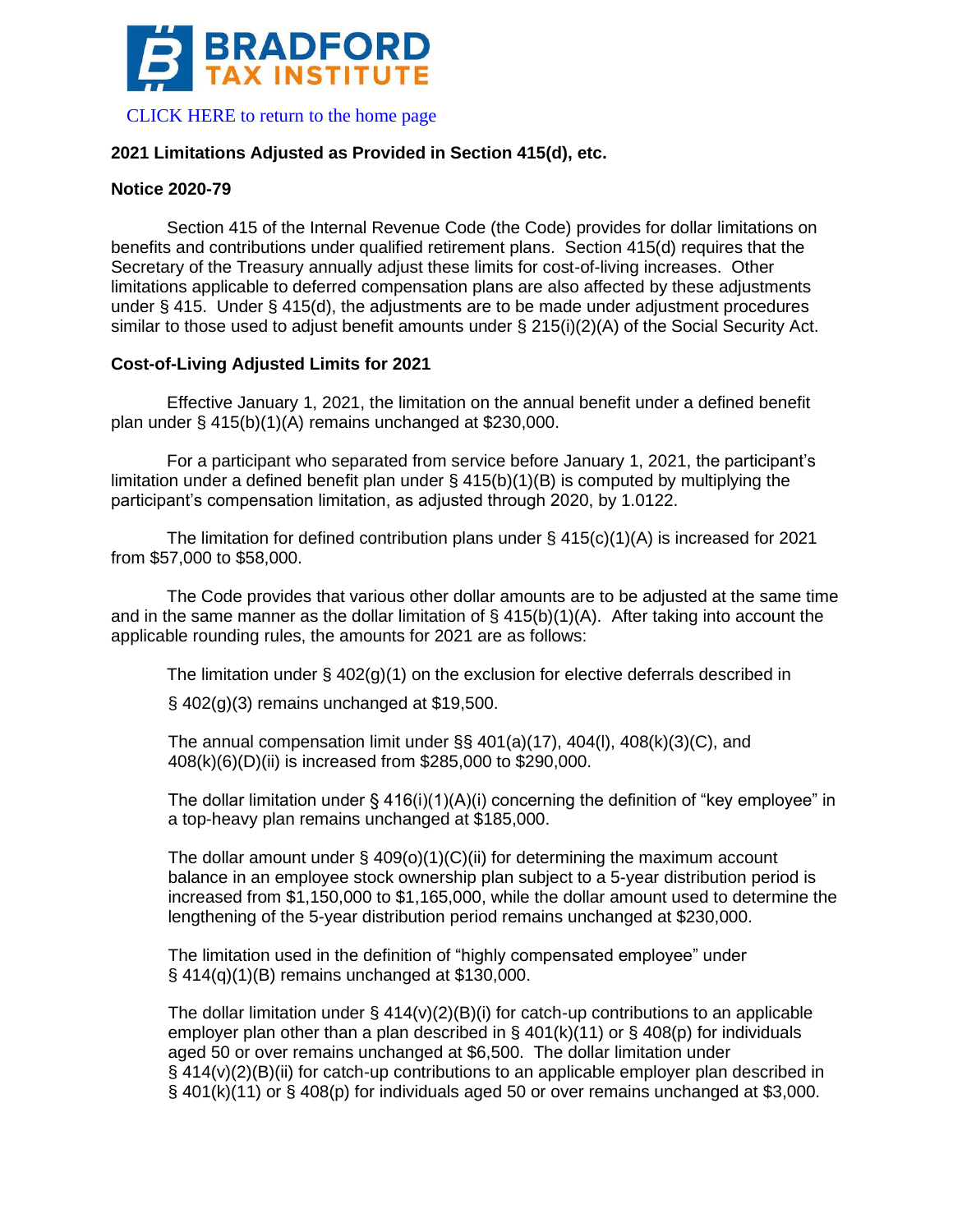BRADFORD TAX INSTITUTE

CLICK HERE to return to the home page

**2021 Limitations Adjusted as Provided in Section 415(d), etc.**

**Notice 2020-79**

Section 415 of the Internal Revenue Code (the Code) provides for dollar limitations on benefits and contributions under qualified retirement plans. Section 415(d) requires that the Secretary of the Treasury annually adjust these limits for cost-of-living increases. Other limitations applicable to deferred compensation plans are also affected by these adjustments under § 415. Under § 415(d), the adjustments are to be made under adjustment procedures similar to those used to adjust benefit amounts under § 215(i)(2)(A) of the Social Security Act.

**Cost-of-Living Adjusted Limits for 2021**

Effective January 1, 2021, the limitation on the annual benefit under a defined benefit plan under § 415(b)(1)(A) remains unchanged at $230,000.

For a participant who separated from service before January 1, 2021, the participant's limitation under a defined benefit plan under § 415(b)(1)(B) is computed by multiplying the participant's compensation limitation, as adjusted through 2020, by 1.0122.

The limitation for defined contribution plans under § 415(c)(1)(A) is increased for 2021 from $57,000 to $58,000.

The Code provides that various other dollar amounts are to be adjusted at the same time and in the same manner as the dollar limitation of § 415(b)(1)(A). After taking into account the applicable rounding rules, the amounts for 2021 are as follows:

The limitation under § 402(g)(1) on the exclusion for elective deferrals described in § 402(g)(3) remains unchanged at $19,500.

The annual compensation limit under §§ 401(a)(17), 404(l), 408(k)(3)(C), and 408(k)(6)(D)(ii) is increased from $285,000 to $290,000.

The dollar limitation under § 416(i)(1)(A)(i) concerning the definition of "key employee" in a top-heavy plan remains unchanged at $185,000.

The dollar amount under § 409(o)(1)(C)(ii) for determining the maximum account balance in an employee stock ownership plan subject to a 5-year distribution period is increased from $1,150,000 to $1,165,000, while the dollar amount used to determine the lengthening of the 5-year distribution period remains unchanged at $230,000.

The limitation used in the definition of "highly compensated employee" under § 414(q)(1)(B) remains unchanged at $130,000.

The dollar limitation under § 414(v)(2)(B)(i) for catch-up contributions to an applicable employer plan other than a plan described in § 401(k)(11) or § 408(p) for individuals aged 50 or over remains unchanged at $6,500. The dollar limitation under § 414(v)(2)(B)(ii) for catch-up contributions to an applicable employer plan described in § 401(k)(11) or § 408(p) for individuals aged 50 or over remains unchanged at $3,000.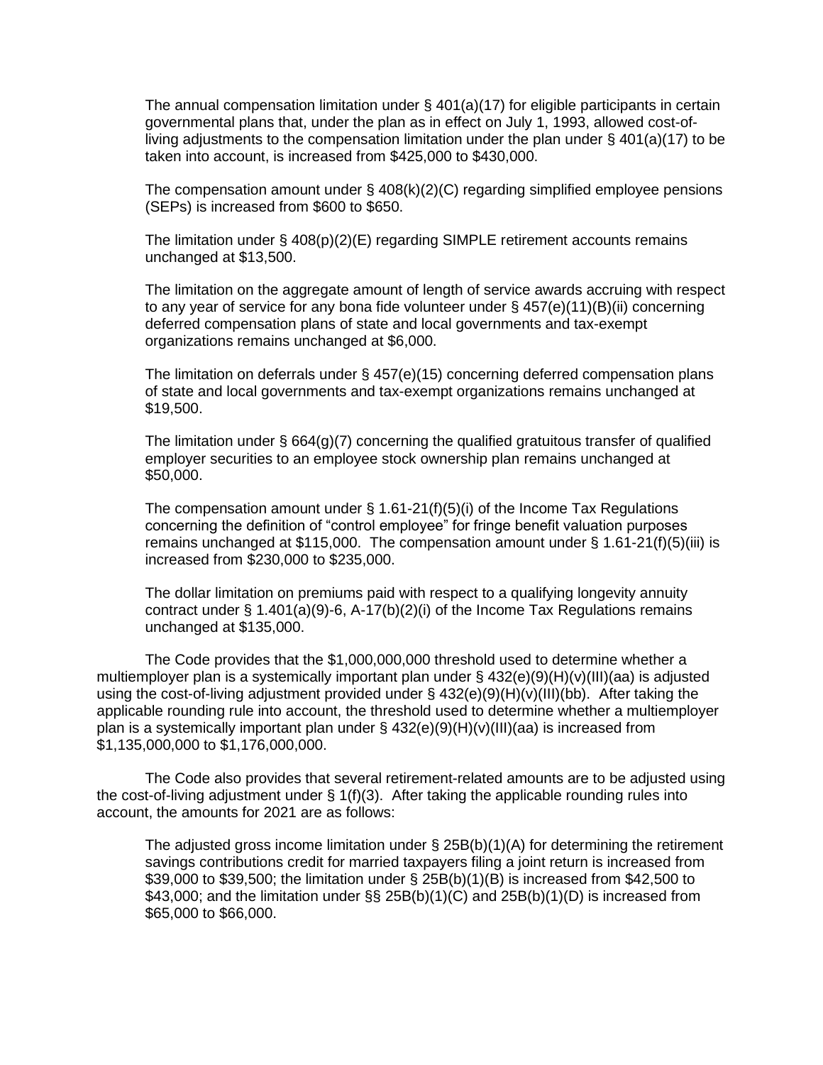The annual compensation limitation under § 401(a)(17) for eligible participants in certain governmental plans that, under the plan as in effect on July 1, 1993, allowed cost-of-living adjustments to the compensation limitation under the plan under § 401(a)(17) to be taken into account, is increased from $425,000 to $430,000.

The compensation amount under § 408(k)(2)(C) regarding simplified employee pensions (SEPs) is increased from $600 to $650.

The limitation under § 408(p)(2)(E) regarding SIMPLE retirement accounts remains unchanged at $13,500.

The limitation on the aggregate amount of length of service awards accruing with respect to any year of service for any bona fide volunteer under § 457(e)(11)(B)(ii) concerning deferred compensation plans of state and local governments and tax-exempt organizations remains unchanged at $6,000.

The limitation on deferrals under § 457(e)(15) concerning deferred compensation plans of state and local governments and tax-exempt organizations remains unchanged at $19,500.

The limitation under § 664(g)(7) concerning the qualified gratuitous transfer of qualified employer securities to an employee stock ownership plan remains unchanged at $50,000.

The compensation amount under § 1.61-21(f)(5)(i) of the Income Tax Regulations concerning the definition of "control employee" for fringe benefit valuation purposes remains unchanged at $115,000. The compensation amount under § 1.61-21(f)(5)(iii) is increased from $230,000 to $235,000.

The dollar limitation on premiums paid with respect to a qualifying longevity annuity contract under § 1.401(a)(9)-6, A-17(b)(2)(i) of the Income Tax Regulations remains unchanged at $135,000.

The Code provides that the $1,000,000,000 threshold used to determine whether a multiemployer plan is a systemically important plan under § 432(e)(9)(H)(v)(III)(aa) is adjusted using the cost-of-living adjustment provided under § 432(e)(9)(H)(v)(III)(bb). After taking the applicable rounding rule into account, the threshold used to determine whether a multiemployer plan is a systemically important plan under § 432(e)(9)(H)(v)(III)(aa) is increased from $1,135,000,000 to $1,176,000,000.

The Code also provides that several retirement-related amounts are to be adjusted using the cost-of-living adjustment under § 1(f)(3). After taking the applicable rounding rules into account, the amounts for 2021 are as follows:

The adjusted gross income limitation under § 25B(b)(1)(A) for determining the retirement savings contributions credit for married taxpayers filing a joint return is increased from $39,000 to $39,500; the limitation under § 25B(b)(1)(B) is increased from $42,500 to $43,000; and the limitation under §§ 25B(b)(1)(C) and 25B(b)(1)(D) is increased from $65,000 to $66,000.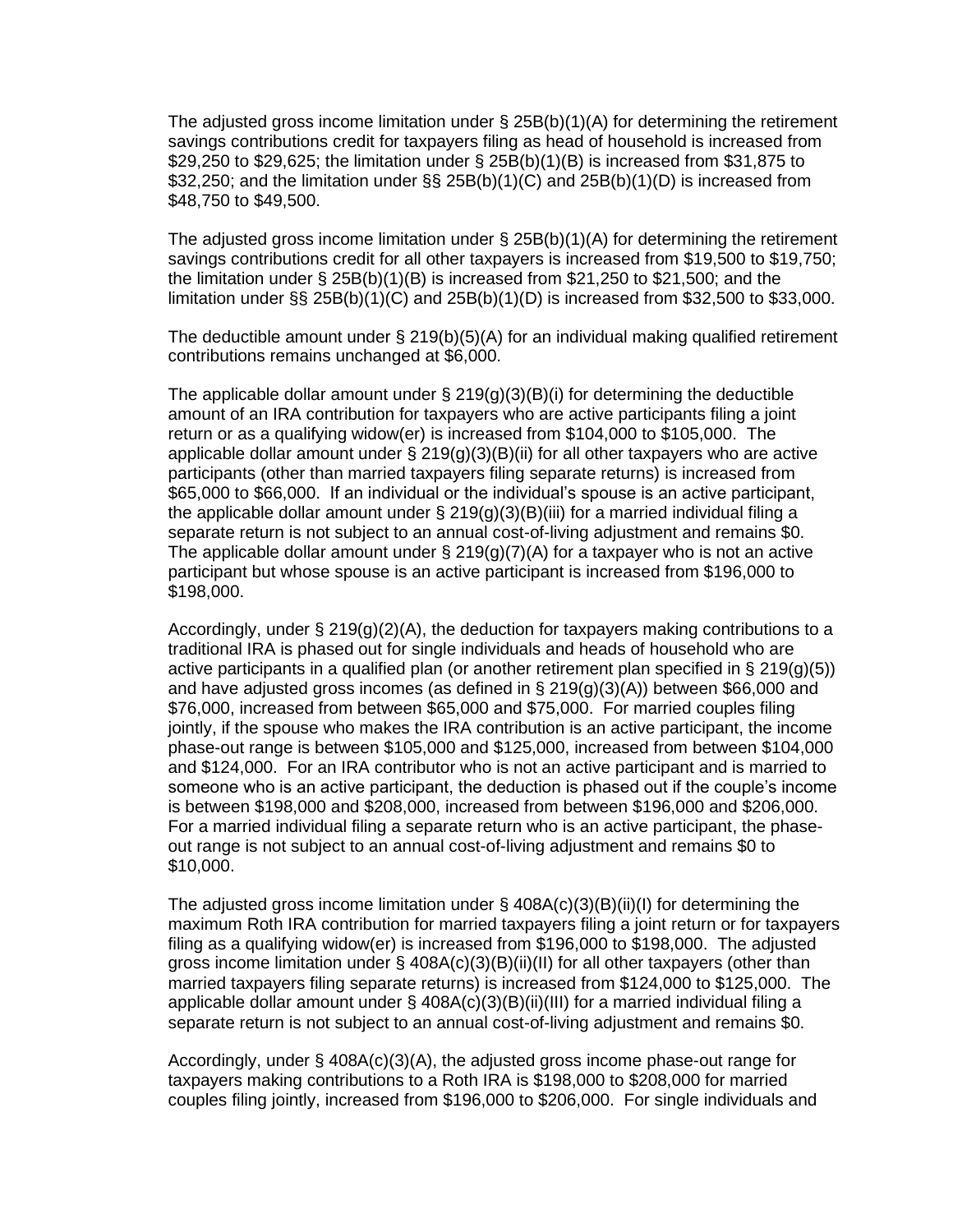The adjusted gross income limitation under § 25B(b)(1)(A) for determining the retirement savings contributions credit for taxpayers filing as head of household is increased from $29,250 to $29,625; the limitation under § 25B(b)(1)(B) is increased from $31,875 to $32,250; and the limitation under §§ 25B(b)(1)(C) and 25B(b)(1)(D) is increased from $48,750 to $49,500.

The adjusted gross income limitation under § 25B(b)(1)(A) for determining the retirement savings contributions credit for all other taxpayers is increased from $19,500 to $19,750; the limitation under § 25B(b)(1)(B) is increased from $21,250 to $21,500; and the limitation under §§ 25B(b)(1)(C) and 25B(b)(1)(D) is increased from $32,500 to $33,000.

The deductible amount under § 219(b)(5)(A) for an individual making qualified retirement contributions remains unchanged at $6,000.

The applicable dollar amount under § 219(g)(3)(B)(i) for determining the deductible amount of an IRA contribution for taxpayers who are active participants filing a joint return or as a qualifying widow(er) is increased from $104,000 to $105,000. The applicable dollar amount under § 219(g)(3)(B)(ii) for all other taxpayers who are active participants (other than married taxpayers filing separate returns) is increased from $65,000 to $66,000. If an individual or the individual's spouse is an active participant, the applicable dollar amount under § 219(g)(3)(B)(iii) for a married individual filing a separate return is not subject to an annual cost-of-living adjustment and remains $0. The applicable dollar amount under § 219(g)(7)(A) for a taxpayer who is not an active participant but whose spouse is an active participant is increased from $196,000 to $198,000.

Accordingly, under § 219(g)(2)(A), the deduction for taxpayers making contributions to a traditional IRA is phased out for single individuals and heads of household who are active participants in a qualified plan (or another retirement plan specified in § 219(g)(5)) and have adjusted gross incomes (as defined in § 219(g)(3)(A)) between $66,000 and $76,000, increased from between $65,000 and $75,000. For married couples filing jointly, if the spouse who makes the IRA contribution is an active participant, the income phase-out range is between $105,000 and $125,000, increased from between $104,000 and $124,000. For an IRA contributor who is not an active participant and is married to someone who is an active participant, the deduction is phased out if the couple's income is between $198,000 and $208,000, increased from between $196,000 and $206,000. For a married individual filing a separate return who is an active participant, the phase-out range is not subject to an annual cost-of-living adjustment and remains $0 to $10,000.

The adjusted gross income limitation under § 408A(c)(3)(B)(ii)(I) for determining the maximum Roth IRA contribution for married taxpayers filing a joint return or for taxpayers filing as a qualifying widow(er) is increased from $196,000 to $198,000. The adjusted gross income limitation under § 408A(c)(3)(B)(ii)(II) for all other taxpayers (other than married taxpayers filing separate returns) is increased from $124,000 to $125,000. The applicable dollar amount under § 408A(c)(3)(B)(ii)(III) for a married individual filing a separate return is not subject to an annual cost-of-living adjustment and remains $0.

Accordingly, under § 408A(c)(3)(A), the adjusted gross income phase-out range for taxpayers making contributions to a Roth IRA is $198,000 to $208,000 for married couples filing jointly, increased from $196,000 to $206,000. For single individuals and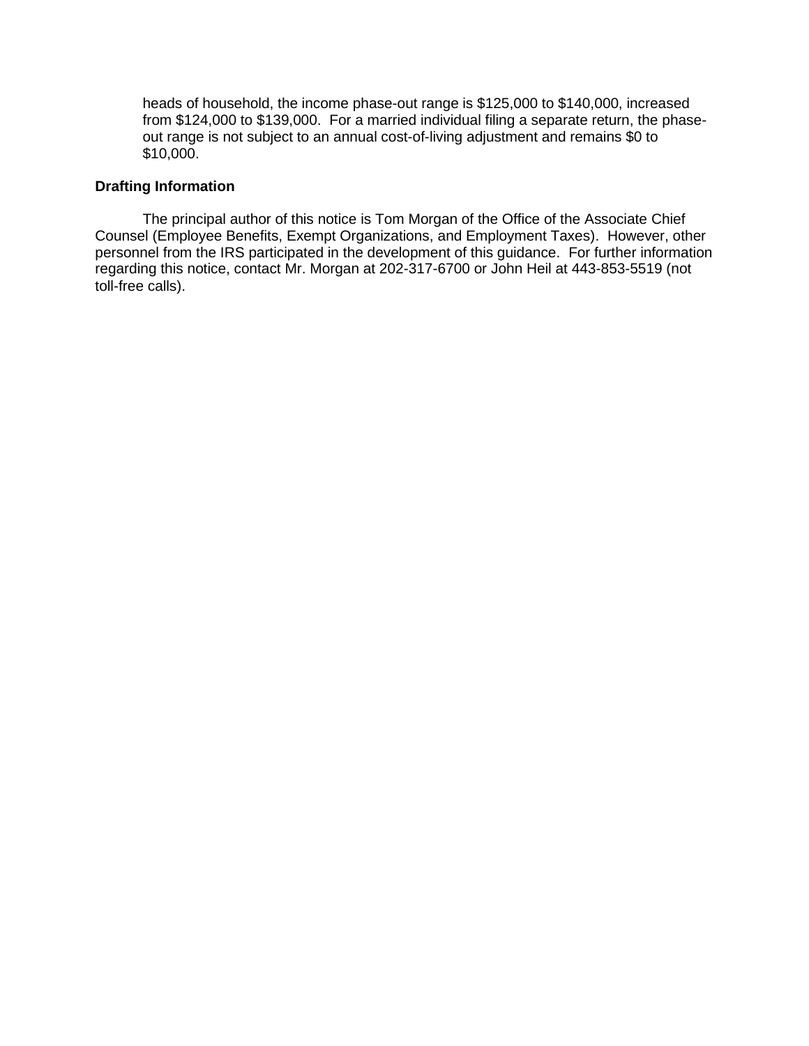heads of household, the income phase-out range is $125,000 to $140,000, increased from $124,000 to $139,000. For a married individual filing a separate return, the phase-out range is not subject to an annual cost-of-living adjustment and remains $0 to $10,000.

**Drafting Information**

The principal author of this notice is Tom Morgan of the Office of the Associate Chief Counsel (Employee Benefits, Exempt Organizations, and Employment Taxes). However, other personnel from the IRS participated in the development of this guidance. For further information regarding this notice, contact Mr. Morgan at 202-317-6700 or John Heil at 443-853-5519 (not toll-free calls).